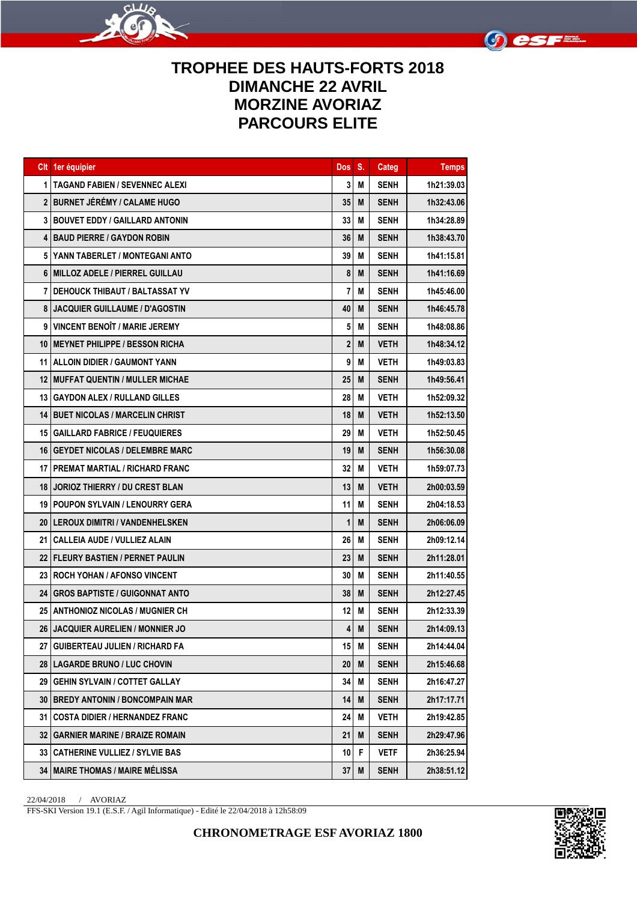# TROPHEE DES HAUTS-FORTS 2018
# DIMANCHE 22 AVRIL
# MORZINE AVORIAZ
# PARCOURS ELITE

| Clt | 1er équipier | Dos | S. | Categ | Temps |
|---|---|---|---|---|---|
| 1 | TAGAND FABIEN / SEVENNEC ALEXI | 3 | M | SENH | 1h21:39.03 |
| 2 | BURNET JÉRÉMY / CALAME HUGO | 35 | M | SENH | 1h32:43.06 |
| 3 | BOUVET EDDY / GAILLARD ANTONIN | 33 | M | SENH | 1h34:28.89 |
| 4 | BAUD PIERRE / GAYDON ROBIN | 36 | M | SENH | 1h38:43.70 |
| 5 | YANN TABERLET / MONTEGANI ANTO | 39 | M | SENH | 1h41:15.81 |
| 6 | MILLOZ ADELE / PIERREL GUILLAU | 8 | M | SENH | 1h41:16.69 |
| 7 | DEHOUCK THIBAUT / BALTASSAT YV | 7 | M | SENH | 1h45:46.00 |
| 8 | JACQUIER GUILLAUME / D'AGOSTIN | 40 | M | SENH | 1h46:45.78 |
| 9 | VINCENT BENOÎT / MARIE JEREMY | 5 | M | SENH | 1h48:08.86 |
| 10 | MEYNET PHILIPPE / BESSON RICHA | 2 | M | VETH | 1h48:34.12 |
| 11 | ALLOIN DIDIER / GAUMONT YANN | 9 | M | VETH | 1h49:03.83 |
| 12 | MUFFAT QUENTIN / MULLER MICHAE | 25 | M | SENH | 1h49:56.41 |
| 13 | GAYDON ALEX / RULLAND GILLES | 28 | M | VETH | 1h52:09.32 |
| 14 | BUET NICOLAS / MARCELIN CHRIST | 18 | M | VETH | 1h52:13.50 |
| 15 | GAILLARD FABRICE / FEUQUIERES | 29 | M | VETH | 1h52:50.45 |
| 16 | GEYDET NICOLAS / DELEMBRE MARC | 19 | M | SENH | 1h56:30.08 |
| 17 | PREMAT MARTIAL / RICHARD FRANC | 32 | M | VETH | 1h59:07.73 |
| 18 | JORIOZ THIERRY / DU CREST BLAN | 13 | M | VETH | 2h00:03.59 |
| 19 | POUPON SYLVAIN / LENOURRY GERA | 11 | M | SENH | 2h04:18.53 |
| 20 | LEROUX DIMITRI / VANDENHELSKEN | 1 | M | SENH | 2h06:06.09 |
| 21 | CALLEIA AUDE / VULLIEZ ALAIN | 26 | M | SENH | 2h09:12.14 |
| 22 | FLEURY BASTIEN / PERNET PAULIN | 23 | M | SENH | 2h11:28.01 |
| 23 | ROCH YOHAN / AFONSO VINCENT | 30 | M | SENH | 2h11:40.55 |
| 24 | GROS BAPTISTE / GUIGONNAT ANTO | 38 | M | SENH | 2h12:27.45 |
| 25 | ANTHONIOZ NICOLAS / MUGNIER CH | 12 | M | SENH | 2h12:33.39 |
| 26 | JACQUIER AURELIEN / MONNIER JO | 4 | M | SENH | 2h14:09.13 |
| 27 | GUIBERTEAU JULIEN / RICHARD FA | 15 | M | SENH | 2h14:44.04 |
| 28 | LAGARDE BRUNO / LUC CHOVIN | 20 | M | SENH | 2h15:46.68 |
| 29 | GEHIN SYLVAIN / COTTET GALLAY | 34 | M | SENH | 2h16:47.27 |
| 30 | BREDY ANTONIN / BONCOMPAIN MAR | 14 | M | SENH | 2h17:17.71 |
| 31 | COSTA DIDIER / HERNANDEZ FRANC | 24 | M | VETH | 2h19:42.85 |
| 32 | GARNIER MARINE / BRAIZE ROMAIN | 21 | M | SENH | 2h29:47.96 |
| 33 | CATHERINE VULLIEZ / SYLVIE BAS | 10 | F | VETF | 2h36:25.94 |
| 34 | MAIRE THOMAS / MAIRE MÉLISSA | 37 | M | SENH | 2h38:51.12 |

22/04/2018 / AVORIAZ

FFS-SKI Version 19.1 (E.S.F. / Agil Informatique) - Edité le 22/04/2018 à 12h58:09

**CHRONOMETRAGE ESF AVORIAZ 1800**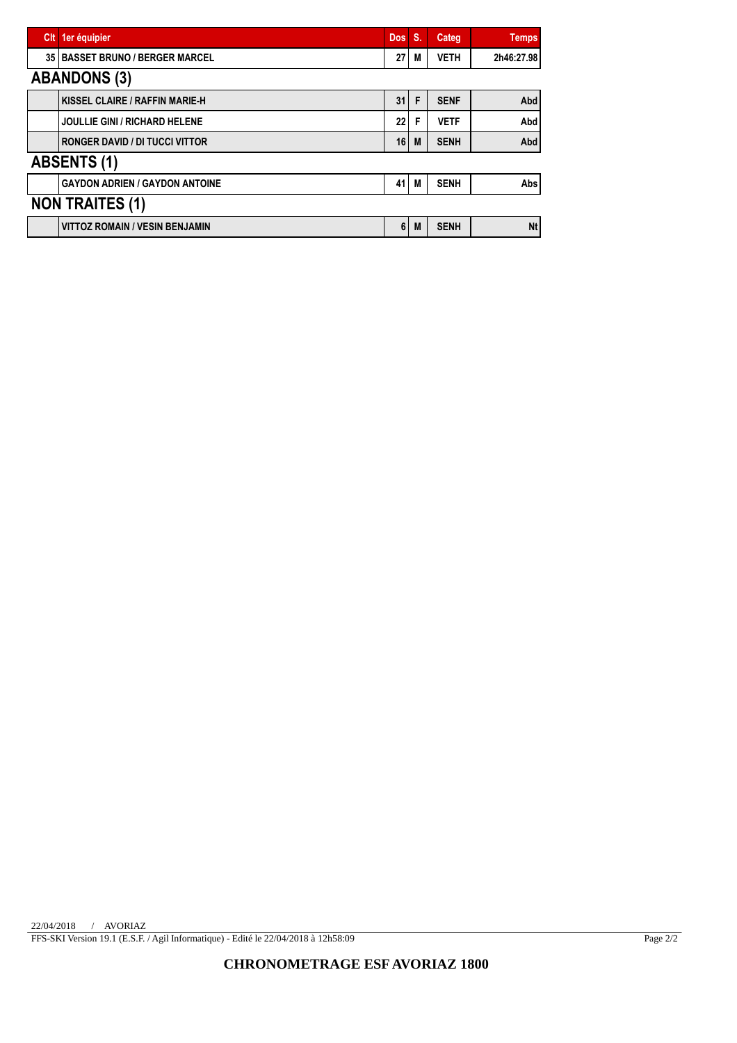| Clt | 1er équipier | Dos | S. | Categ | Temps |
|---|---|---|---|---|---|
| 35 | BASSET BRUNO / BERGER MARCEL | 27 | M | VETH | 2h46:27.98 |

## ABANDONS (3)

| Clt | 1er équipier | Dos | S. | Categ | Temps |
|---|---|---|---|---|---|
| | KISSEL CLAIRE / RAFFIN MARIE-H | 31 | F | SENF | Abd |
| | JOULLIE GINI / RICHARD HELENE | 22 | F | VETF | Abd |
| | RONGER DAVID / DI TUCCI VITTOR | 16 | M | SENH | Abd |

## ABSENTS (1)

| Clt | 1er équipier | Dos | S. | Categ | Temps |
|---|---|---|---|---|---|
| | GAYDON ADRIEN / GAYDON ANTOINE | 41 | M | SENH | Abs |

## NON TRAITES (1)

| Clt | 1er équipier | Dos | S. | Categ | Temps |
|---|---|---|---|---|---|
| | VITTOZ ROMAIN / VESIN BENJAMIN | 6 | M | SENH | Nt |

22/04/2018 / AVORIAZ

FFS-SKI Version 19.1 (E.S.F. / Agil Informatique) - Edité le 22/04/2018 à 12h58:09

**CHRONOMETRAGE ESF AVORIAZ 1800**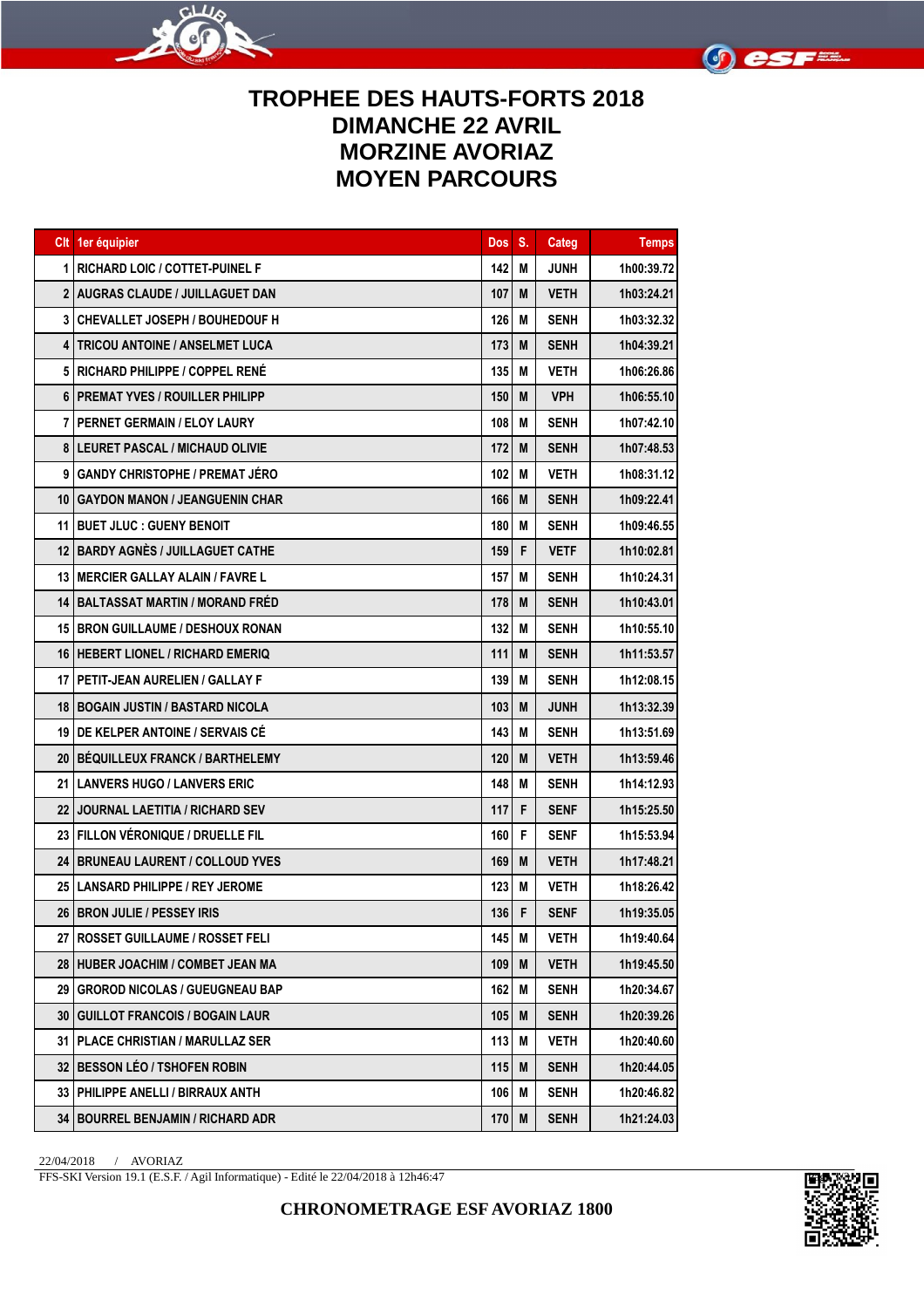# TROPHEE DES HAUTS-FORTS 2018
# DIMANCHE 22 AVRIL
# MORZINE AVORIAZ
# MOYEN PARCOURS

| Clt | 1er équipier | Dos | S. | Categ | Temps |
|---|---|---|---|---|---|
| 1 | RICHARD LOIC / COTTET-PUINEL F | 142 | M | JUNH | 1h00:39.72 |
| 2 | AUGRAS CLAUDE / JUILLAGUET DAN | 107 | M | VETH | 1h03:24.21 |
| 3 | CHEVALLET JOSEPH / BOUHEDOUF H | 126 | M | SENH | 1h03:32.32 |
| 4 | TRICOU ANTOINE / ANSELMET LUCA | 173 | M | SENH | 1h04:39.21 |
| 5 | RICHARD PHILIPPE / COPPEL RENÉ | 135 | M | VETH | 1h06:26.86 |
| 6 | PREMAT YVES / ROUILLER PHILIPP | 150 | M | VPH | 1h06:55.10 |
| 7 | PERNET GERMAIN / ELOY LAURY | 108 | M | SENH | 1h07:42.10 |
| 8 | LEURET PASCAL / MICHAUD OLIVIE | 172 | M | SENH | 1h07:48.53 |
| 9 | GANDY CHRISTOPHE / PREMAT JÉRO | 102 | M | VETH | 1h08:31.12 |
| 10 | GAYDON MANON / JEANGUENIN CHAR | 166 | M | SENH | 1h09:22.41 |
| 11 | BUET JLUC : GUENY BENOIT | 180 | M | SENH | 1h09:46.55 |
| 12 | BARDY AGNÈS / JUILLAGUET CATHE | 159 | F | VETF | 1h10:02.81 |
| 13 | MERCIER GALLAY ALAIN / FAVRE L | 157 | M | SENH | 1h10:24.31 |
| 14 | BALTASSAT MARTIN / MORAND FRÉD | 178 | M | SENH | 1h10:43.01 |
| 15 | BRON GUILLAUME / DESHOUX RONAN | 132 | M | SENH | 1h10:55.10 |
| 16 | HEBERT LIONEL / RICHARD EMERIQ | 111 | M | SENH | 1h11:53.57 |
| 17 | PETIT-JEAN AURELIEN / GALLAY F | 139 | M | SENH | 1h12:08.15 |
| 18 | BOGAIN JUSTIN / BASTARD NICOLA | 103 | M | JUNH | 1h13:32.39 |
| 19 | DE KELPER ANTOINE / SERVAIS CÉ | 143 | M | SENH | 1h13:51.69 |
| 20 | BÉQUILLEUX FRANCK / BARTHELEMY | 120 | M | VETH | 1h13:59.46 |
| 21 | LANVERS HUGO / LANVERS ERIC | 148 | M | SENH | 1h14:12.93 |
| 22 | JOURNAL LAETITIA / RICHARD SEV | 117 | F | SENF | 1h15:25.50 |
| 23 | FILLON VÉRONIQUE / DRUELLE FIL | 160 | F | SENF | 1h15:53.94 |
| 24 | BRUNEAU LAURENT / COLLOUD YVES | 169 | M | VETH | 1h17:48.21 |
| 25 | LANSARD PHILIPPE / REY JEROME | 123 | M | VETH | 1h18:26.42 |
| 26 | BRON JULIE / PESSEY IRIS | 136 | F | SENF | 1h19:35.05 |
| 27 | ROSSET GUILLAUME / ROSSET FELI | 145 | M | VETH | 1h19:40.64 |
| 28 | HUBER JOACHIM / COMBET JEAN MA | 109 | M | VETH | 1h19:45.50 |
| 29 | GROROD NICOLAS / GUEUGNEAU BAP | 162 | M | SENH | 1h20:34.67 |
| 30 | GUILLOT FRANCOIS / BOGAIN LAUR | 105 | M | SENH | 1h20:39.26 |
| 31 | PLACE CHRISTIAN / MARULLAZ SER | 113 | M | VETH | 1h20:40.60 |
| 32 | BESSON LÉO / TSHOFEN ROBIN | 115 | M | SENH | 1h20:44.05 |
| 33 | PHILIPPE ANELLI / BIRRAUX ANTH | 106 | M | SENH | 1h20:46.82 |
| 34 | BOURREL BENJAMIN / RICHARD ADR | 170 | M | SENH | 1h21:24.03 |

22/04/2018 / AVORIAZ

FFS-SKI Version 19.1 (E.S.F. / Agil Informatique) - Edité le 22/04/2018 à 12h46:47

**CHRONOMETRAGE ESF AVORIAZ 1800**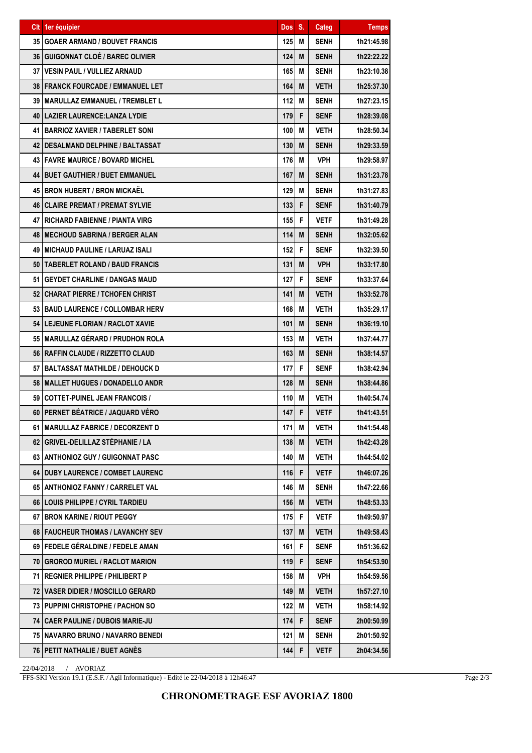| Clt | 1er équipier | Dos | S. | Categ | Temps |
|---|---|---|---|---|---|
| 35 | GOAER ARMAND / BOUVET FRANCIS | 125 | M | SENH | 1h21:45.98 |
| 36 | GUIGONNAT CLOÉ / BAREC OLIVIER | 124 | M | SENH | 1h22:22.22 |
| 37 | VESIN PAUL / VULLIEZ ARNAUD | 165 | M | SENH | 1h23:10.38 |
| 38 | FRANCK FOURCADE / EMMANUEL LET | 164 | M | VETH | 1h25:37.30 |
| 39 | MARULLAZ EMMANUEL / TREMBLET L | 112 | M | SENH | 1h27:23.15 |
| 40 | LAZIER LAURENCE:LANZA LYDIE | 179 | F | SENF | 1h28:39.08 |
| 41 | BARRIOZ XAVIER / TABERLET SONI | 100 | M | VETH | 1h28:50.34 |
| 42 | DESALMAND DELPHINE / BALTASSAT | 130 | M | SENH | 1h29:33.59 |
| 43 | FAVRE MAURICE / BOVARD MICHEL | 176 | M | VPH | 1h29:58.97 |
| 44 | BUET GAUTHIER / BUET EMMANUEL | 167 | M | SENH | 1h31:23.78 |
| 45 | BRON HUBERT / BRON MICKAËL | 129 | M | SENH | 1h31:27.83 |
| 46 | CLAIRE PREMAT / PREMAT SYLVIE | 133 | F | SENF | 1h31:40.79 |
| 47 | RICHARD FABIENNE / PIANTA VIRG | 155 | F | VETF | 1h31:49.28 |
| 48 | MECHOUD SABRINA / BERGER ALAN | 114 | M | SENH | 1h32:05.62 |
| 49 | MICHAUD PAULINE / LARUAZ ISALI | 152 | F | SENF | 1h32:39.50 |
| 50 | TABERLET ROLAND / BAUD FRANCIS | 131 | M | VPH | 1h33:17.80 |
| 51 | GEYDET CHARLINE / DANGAS MAUD | 127 | F | SENF | 1h33:37.64 |
| 52 | CHARAT PIERRE / TCHOFEN CHRIST | 141 | M | VETH | 1h33:52.78 |
| 53 | BAUD LAURENCE / COLLOMBAR HERV | 168 | M | VETH | 1h35:29.17 |
| 54 | LEJEUNE FLORIAN / RACLOT XAVIE | 101 | M | SENH | 1h36:19.10 |
| 55 | MARULLAZ GÉRARD / PRUDHON ROLA | 153 | M | VETH | 1h37:44.77 |
| 56 | RAFFIN CLAUDE / RIZZETTO CLAUD | 163 | M | SENH | 1h38:14.57 |
| 57 | BALTASSAT MATHILDE / DEHOUCK D | 177 | F | SENF | 1h38:42.94 |
| 58 | MALLET HUGUES / DONADELLO ANDR | 128 | M | SENH | 1h38:44.86 |
| 59 | COTTET-PUINEL JEAN FRANCOIS / | 110 | M | VETH | 1h40:54.74 |
| 60 | PERNET BÉATRICE / JAQUARD VÉRO | 147 | F | VETF | 1h41:43.51 |
| 61 | MARULLAZ FABRICE / DECORZENT D | 171 | M | VETH | 1h41:54.48 |
| 62 | GRIVEL-DELILLAZ STÉPHANIE / LA | 138 | M | VETH | 1h42:43.28 |
| 63 | ANTHONIOZ GUY / GUIGONNAT PASC | 140 | M | VETH | 1h44:54.02 |
| 64 | DUBY LAURENCE / COMBET LAURENC | 116 | F | VETF | 1h46:07.26 |
| 65 | ANTHONIOZ FANNY / CARRELET VAL | 146 | M | SENH | 1h47:22.66 |
| 66 | LOUIS PHILIPPE / CYRIL TARDIEU | 156 | M | VETH | 1h48:53.33 |
| 67 | BRON KARINE / RIOUT PEGGY | 175 | F | VETF | 1h49:50.97 |
| 68 | FAUCHEUR THOMAS / LAVANCHY SEV | 137 | M | VETH | 1h49:58.43 |
| 69 | FEDELE GÉRALDINE / FEDELE AMAN | 161 | F | SENF | 1h51:36.62 |
| 70 | GROROD MURIEL / RACLOT MARION | 119 | F | SENF | 1h54:53.90 |
| 71 | REGNIER PHILIPPE / PHILIBERT P | 158 | M | VPH | 1h54:59.56 |
| 72 | VASER DIDIER / MOSCILLO GERARD | 149 | M | VETH | 1h57:27.10 |
| 73 | PUPPINI CHRISTOPHE / PACHON SO | 122 | M | VETH | 1h58:14.92 |
| 74 | CAER PAULINE / DUBOIS MARIE-JU | 174 | F | SENF | 2h00:50.99 |
| 75 | NAVARRO BRUNO / NAVARRO BENEDI | 121 | M | SENH | 2h01:50.92 |
| 76 | PETIT NATHALIE / BUET AGNÈS | 144 | F | VETF | 2h04:34.56 |

22/04/2018 / AVORIAZ

FFS-SKI Version 19.1 (E.S.F. / Agil Informatique) - Edité le 22/04/2018 à 12h46:47

**CHRONOMETRAGE ESF AVORIAZ 1800**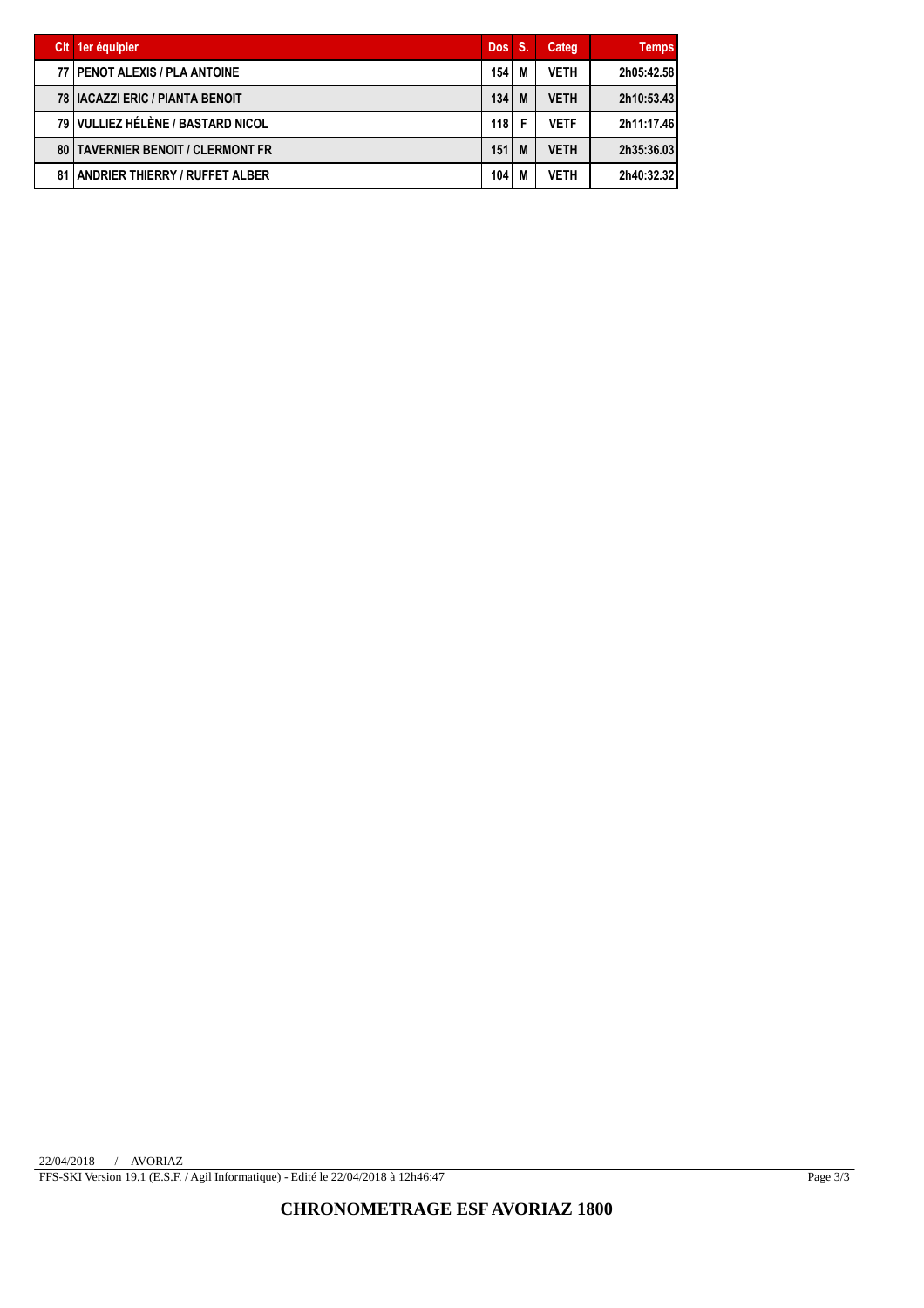| Clt | 1er équipier | Dos | S. | Categ | Temps |
|---|---|---|---|---|---|
| 77 | PENOT ALEXIS / PLA ANTOINE | 154 | M | VETH | 2h05:42.58 |
| 78 | IACAZZI ERIC / PIANTA BENOIT | 134 | M | VETH | 2h10:53.43 |
| 79 | VULLIEZ HÉLÈNE / BASTARD NICOL | 118 | F | VETF | 2h11:17.46 |
| 80 | TAVERNIER BENOIT / CLERMONT FR | 151 | M | VETH | 2h35:36.03 |
| 81 | ANDRIER THIERRY / RUFFET ALBER | 104 | M | VETH | 2h40:32.32 |

22/04/2018 / AVORIAZ

FFS-SKI Version 19.1 (E.S.F. / Agil Informatique) - Edité le 22/04/2018 à 12h46:47

**CHRONOMETRAGE ESF AVORIAZ 1800**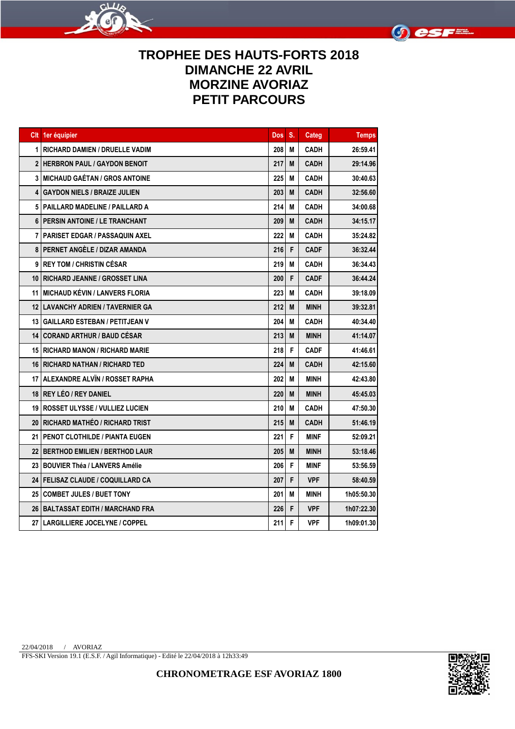# TROPHEE DES HAUTS-FORTS 2018
# DIMANCHE 22 AVRIL
# MORZINE AVORIAZ
# PETIT PARCOURS

| Clt | 1er équipier | Dos | S. | Categ | Temps |
|---|---|---|---|---|---|
| 1 | RICHARD DAMIEN / DRUELLE VADIM | 208 | M | CADH | 26:59.41 |
| 2 | HERBRON PAUL / GAYDON BENOIT | 217 | M | CADH | 29:14.96 |
| 3 | MICHAUD GAÉTAN / GROS ANTOINE | 225 | M | CADH | 30:40.63 |
| 4 | GAYDON NIELS / BRAIZE JULIEN | 203 | M | CADH | 32:56.60 |
| 5 | PAILLARD MADELINE / PAILLARD A | 214 | M | CADH | 34:00.68 |
| 6 | PERSIN ANTOINE / LE TRANCHANT | 209 | M | CADH | 34:15.17 |
| 7 | PARISET EDGAR / PASSAQUIN AXEL | 222 | M | CADH | 35:24.82 |
| 8 | PERNET ANGÈLE / DIZAR AMANDA | 216 | F | CADF | 36:32.44 |
| 9 | REY TOM / CHRISTIN CÉSAR | 219 | M | CADH | 36:34.43 |
| 10 | RICHARD JEANNE / GROSSET LINA | 200 | F | CADF | 36:44.24 |
| 11 | MICHAUD KÉVIN / LANVERS FLORIA | 223 | M | CADH | 39:18.09 |
| 12 | LAVANCHY ADRIEN / TAVERNIER GA | 212 | M | MINH | 39:32.81 |
| 13 | GAILLARD ESTEBAN / PETITJEAN V | 204 | M | CADH | 40:34.40 |
| 14 | CORAND ARTHUR / BAUD CÉSAR | 213 | M | MINH | 41:14.07 |
| 15 | RICHARD MANON / RICHARD MARIE | 218 | F | CADF | 41:46.61 |
| 16 | RICHARD NATHAN / RICHARD TED | 224 | M | CADH | 42:15.60 |
| 17 | ALEXANDRE ALVÏN / ROSSET RAPHA | 202 | M | MINH | 42:43.80 |
| 18 | REY LÉO / REY DANIEL | 220 | M | MINH | 45:45.03 |
| 19 | ROSSET ULYSSE / VULLIEZ LUCIEN | 210 | M | CADH | 47:50.30 |
| 20 | RICHARD MATHÉO / RICHARD TRIST | 215 | M | CADH | 51:46.19 |
| 21 | PENOT CLOTHILDE / PIANTA EUGEN | 221 | F | MINF | 52:09.21 |
| 22 | BERTHOD EMILIEN / BERTHOD LAUR | 205 | M | MINH | 53:18.46 |
| 23 | BOUVIER Théa / LANVERS Amélie | 206 | F | MINF | 53:56.59 |
| 24 | FELISAZ CLAUDE / COQUILLARD CA | 207 | F | VPF | 58:40.59 |
| 25 | COMBET JULES / BUET TONY | 201 | M | MINH | 1h05:50.30 |
| 26 | BALTASSAT EDITH / MARCHAND FRA | 226 | F | VPF | 1h07:22.30 |
| 27 | LARGILLIERE JOCELYNE / COPPEL | 211 | F | VPF | 1h09:01.30 |

22/04/2018 / AVORIAZ

FFS-SKI Version 19.1 (E.S.F. / Agil Informatique) - Edité le 22/04/2018 à 12h33:49

**CHRONOMETRAGE ESF AVORIAZ 1800**